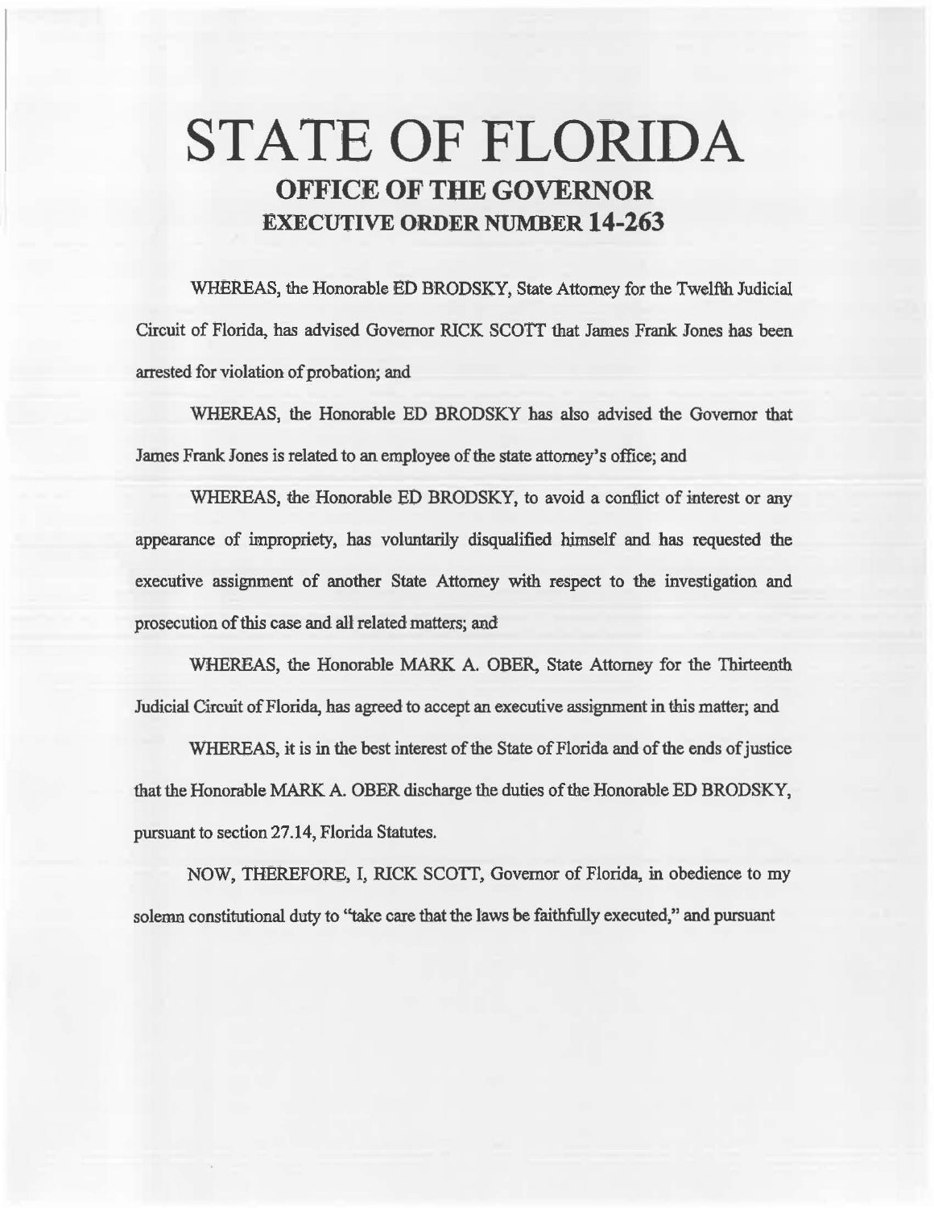# STATE OF FLORIDA
## OFFICE OF THE GOVERNOR
## EXECUTIVE ORDER NUMBER 14-263

WHEREAS, the Honorable ED BRODSKY, State Attorney for the Twelfth Judicial Circuit of Florida, has advised Governor RICK SCOTT that James Frank Jones has been arrested for violation of probation; and

WHEREAS, the Honorable ED BRODSKY has also advised the Governor that James Frank Jones is related to an employee of the state attorney's office; and

WHEREAS, the Honorable ED BRODSKY, to avoid a conflict of interest or any appearance of impropriety, has voluntarily disqualified himself and has requested the executive assignment of another State Attorney with respect to the investigation and prosecution of this case and all related matters; and

WHEREAS, the Honorable MARK A. OBER, State Attorney for the Thirteenth Judicial Circuit of Florida, has agreed to accept an executive assignment in this matter; and

WHEREAS, it is in the best interest of the State of Florida and of the ends of justice that the Honorable MARK A. OBER discharge the duties of the Honorable ED BRODSKY, pursuant to section 27.14, Florida Statutes.

NOW, THEREFORE, I, RICK SCOTT, Governor of Florida, in obedience to my solemn constitutional duty to "take care that the laws be faithfully executed," and pursuant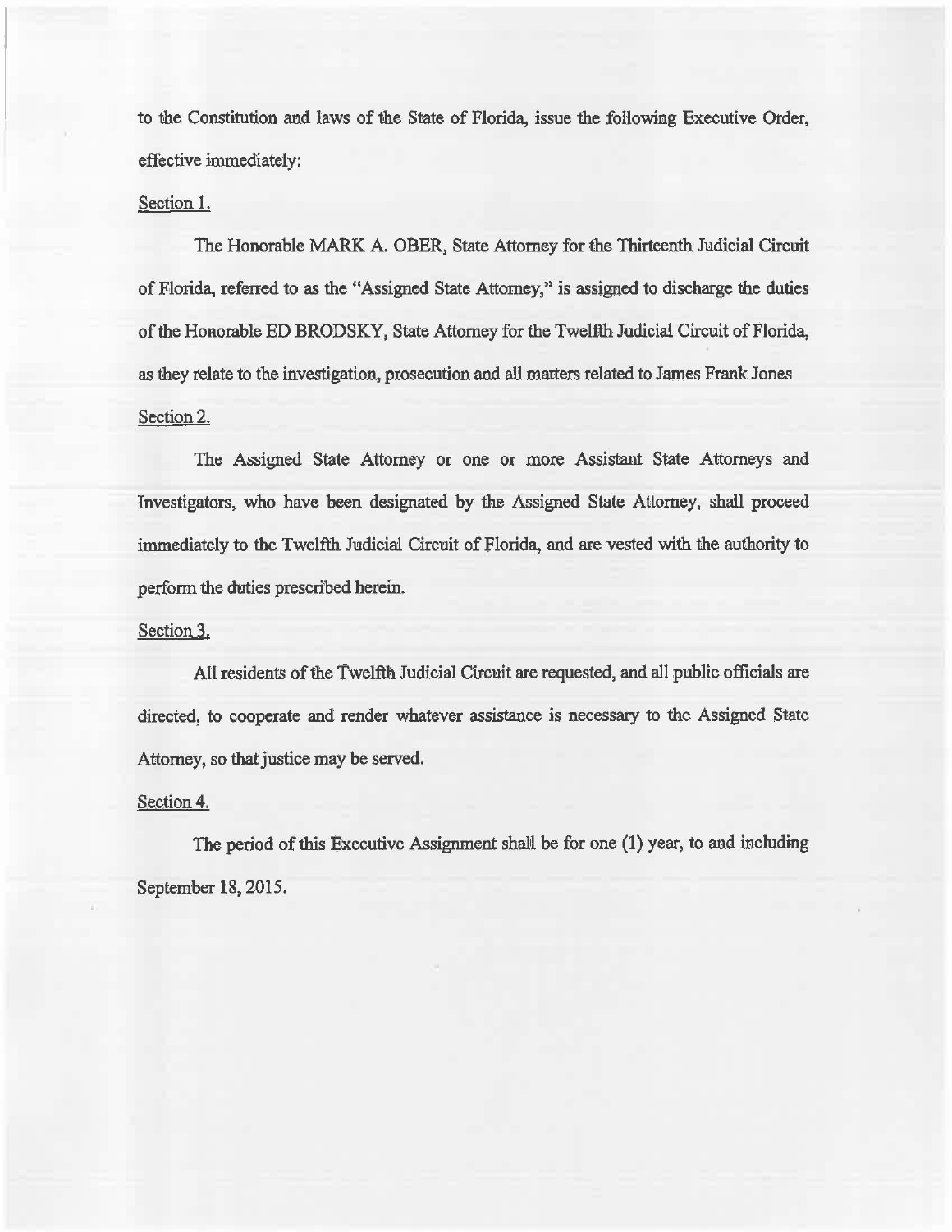to the Constitution and laws of the State of Florida, issue the following Executive Order, effective immediately:

Section 1.

The Honorable MARK A. OBER, State Attorney for the Thirteenth Judicial Circuit of Florida, referred to as the "Assigned State Attorney," is assigned to discharge the duties of the Honorable ED BRODSKY, State Attorney for the Twelfth Judicial Circuit of Florida, as they relate to the investigation, prosecution and all matters related to James Frank Jones

Section 2.

The Assigned State Attorney or one or more Assistant State Attorneys and Investigators, who have been designated by the Assigned State Attorney, shall proceed immediately to the Twelfth Judicial Circuit of Florida, and are vested with the authority to perform the duties prescribed herein.

Section 3.

All residents of the Twelfth Judicial Circuit are requested, and all public officials are directed, to cooperate and render whatever assistance is necessary to the Assigned State Attorney, so that justice may be served.

Section 4.

The period of this Executive Assignment shall be for one (1) year, to and including September 18, 2015.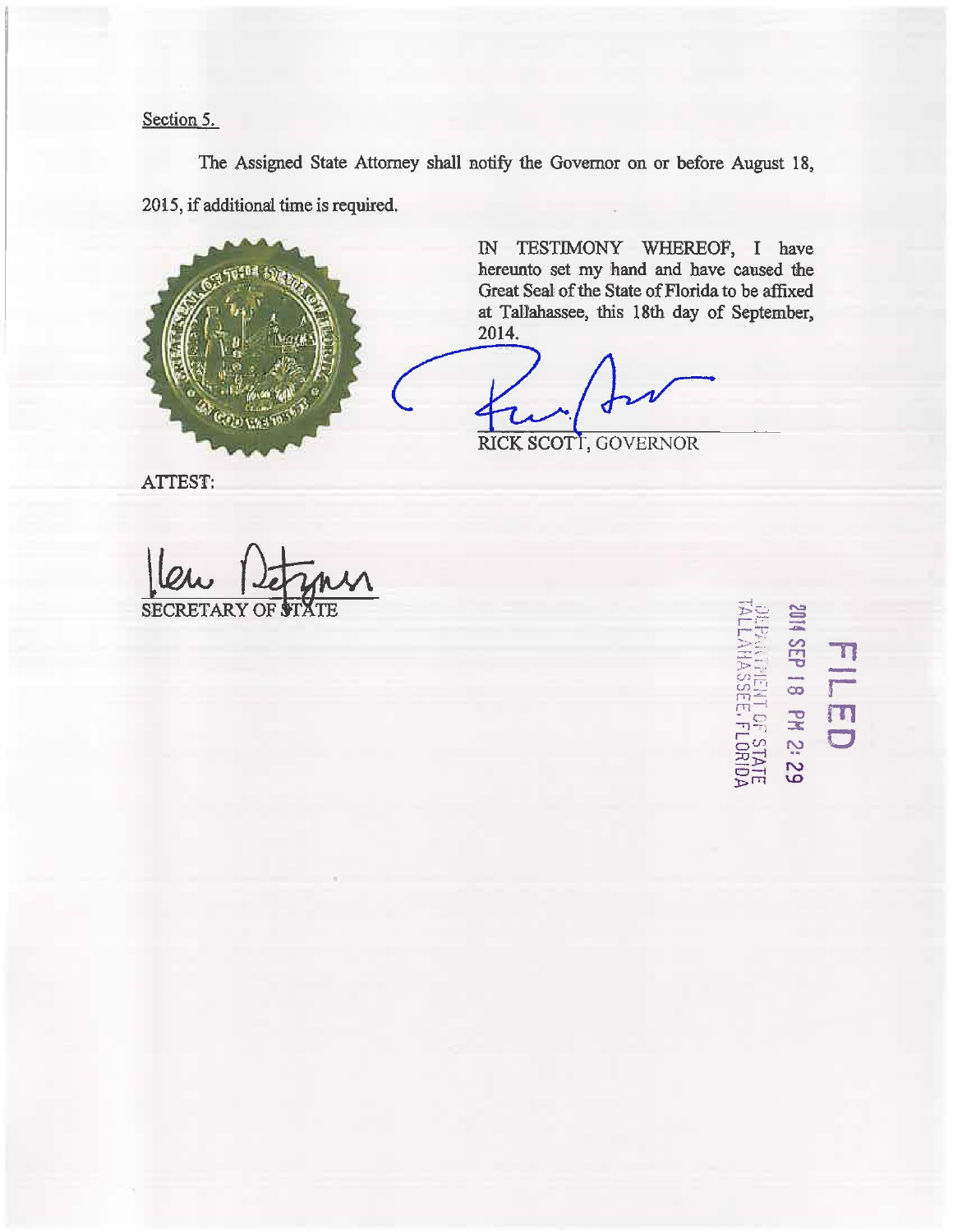Section 5.

The Assigned State Attorney shall notify the Governor on or before August 18, 2015, if additional time is required.

IN TESTIMONY WHEREOF, I have hereunto set my hand and have caused the Great Seal of the State of Florida to be affixed at Tallahassee, this 18th day of September, 2014.

RICK SCOTT, GOVERNOR

ATTEST:

SECRETARY OF STATE

FILED

2014 SEP 18 PM 2:29

DEPARTMENT OF STATE
TALLAHASSEE, FLORIDA